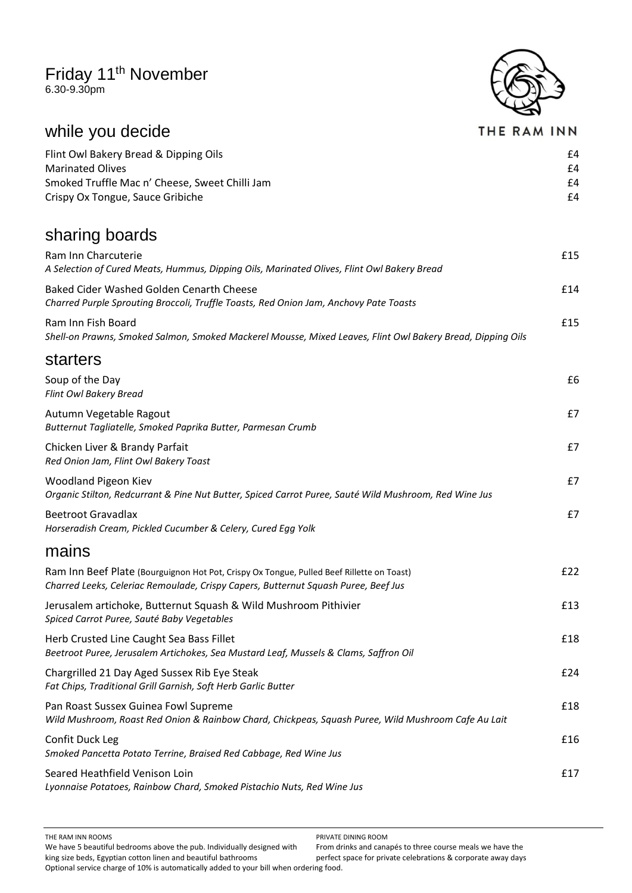# Friday 11th November

6.30-9.30pm

THE RAM INN

## while you decide

Flint Owl Bakery Bread & Dipping Oils £4
Marinated Olives £4
Smoked Truffle Mac n' Cheese, Sweet Chilli Jam £4
Crispy Ox Tongue, Sauce Gribiche £4

## sharing boards

Ram Inn Charcuterie £15
*A Selection of Cured Meats, Hummus, Dipping Oils, Marinated Olives, Flint Owl Bakery Bread*

Baked Cider Washed Golden Cenarth Cheese £14
*Charred Purple Sprouting Broccoli, Truffle Toasts, Red Onion Jam, Anchovy Pate Toasts*

Ram Inn Fish Board £15
*Shell-on Prawns, Smoked Salmon, Smoked Mackerel Mousse, Mixed Leaves, Flint Owl Bakery Bread, Dipping Oils*

## starters

Soup of the Day £6
*Flint Owl Bakery Bread*

Autumn Vegetable Ragout £7
*Butternut Tagliatelle, Smoked Paprika Butter, Parmesan Crumb*

Chicken Liver & Brandy Parfait £7
*Red Onion Jam, Flint Owl Bakery Toast*

Woodland Pigeon Kiev £7
*Organic Stilton, Redcurrant & Pine Nut Butter, Spiced Carrot Puree, Sauté Wild Mushroom, Red Wine Jus*

Beetroot Gravadlax £7
*Horseradish Cream, Pickled Cucumber & Celery, Cured Egg Yolk*

## mains

Ram Inn Beef Plate (Bourguignon Hot Pot, Crispy Ox Tongue, Pulled Beef Rillette on Toast) £22
*Charred Leeks, Celeriac Remoulade, Crispy Capers, Butternut Squash Puree, Beef Jus*

Jerusalem artichoke, Butternut Squash & Wild Mushroom Pithivier £13
*Spiced Carrot Puree, Sauté Baby Vegetables*

Herb Crusted Line Caught Sea Bass Fillet £18
*Beetroot Puree, Jerusalem Artichokes, Sea Mustard Leaf, Mussels & Clams, Saffron Oil*

Chargrilled 21 Day Aged Sussex Rib Eye Steak £24
*Fat Chips, Traditional Grill Garnish, Soft Herb Garlic Butter*

Pan Roast Sussex Guinea Fowl Supreme £18
*Wild Mushroom, Roast Red Onion & Rainbow Chard, Chickpeas, Squash Puree, Wild Mushroom Cafe Au Lait*

Confit Duck Leg £16
*Smoked Pancetta Potato Terrine, Braised Red Cabbage, Red Wine Jus*

Seared Heathfield Venison Loin £17
*Lyonnaise Potatoes, Rainbow Chard, Smoked Pistachio Nuts, Red Wine Jus*

---

THE RAM INN ROOMS
We have 5 beautiful bedrooms above the pub. Individually designed with king size beds, Egyptian cotton linen and beautiful bathrooms

PRIVATE DINING ROOM
From drinks and canapés to three course meals we have the perfect space for private celebrations & corporate away days

Optional service charge of 10% is automatically added to your bill when ordering food.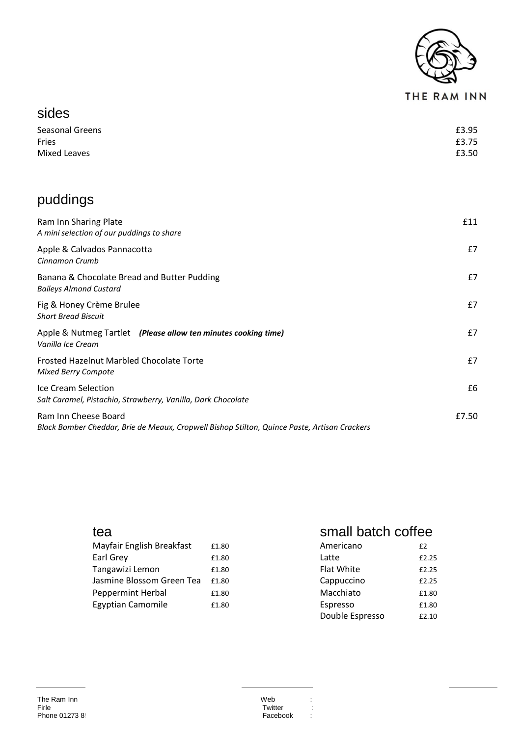THE RAM INN

## sides

| | |
|---|---|
| Seasonal Greens | £3.95 |
| Fries | £3.75 |
| Mixed Leaves | £3.50 |

## puddings

Ram Inn Sharing Plate — £11
*A mini selection of our puddings to share*

Apple & Calvados Pannacotta — £7
*Cinnamon Crumb*

Banana & Chocolate Bread and Butter Pudding — £7
*Baileys Almond Custard*

Fig & Honey Crème Brulee — £7
*Short Bread Biscuit*

Apple & Nutmeg Tartlet ***(Please allow ten minutes cooking time)*** — £7
*Vanilla Ice Cream*

Frosted Hazelnut Marbled Chocolate Torte — £7
*Mixed Berry Compote*

Ice Cream Selection — £6
*Salt Caramel, Pistachio, Strawberry, Vanilla, Dark Chocolate*

Ram Inn Cheese Board — £7.50
*Black Bomber Cheddar, Brie de Meaux, Cropwell Bishop Stilton, Quince Paste, Artisan Crackers*

## tea

| | |
|---|---|
| Mayfair English Breakfast | £1.80 |
| Earl Grey | £1.80 |
| Tangawizi Lemon | £1.80 |
| Jasmine Blossom Green Tea | £1.80 |
| Peppermint Herbal | £1.80 |
| Egyptian Camomile | £1.80 |

## small batch coffee

| | |
|---|---|
| Americano | £2 |
| Latte | £2.25 |
| Flat White | £2.25 |
| Cappuccino | £2.25 |
| Macchiato | £1.80 |
| Espresso | £1.80 |
| Double Espresso | £2.10 |

The Ram Inn
Firle
Phone 01273 8

Web :
Twitter :
Facebook :